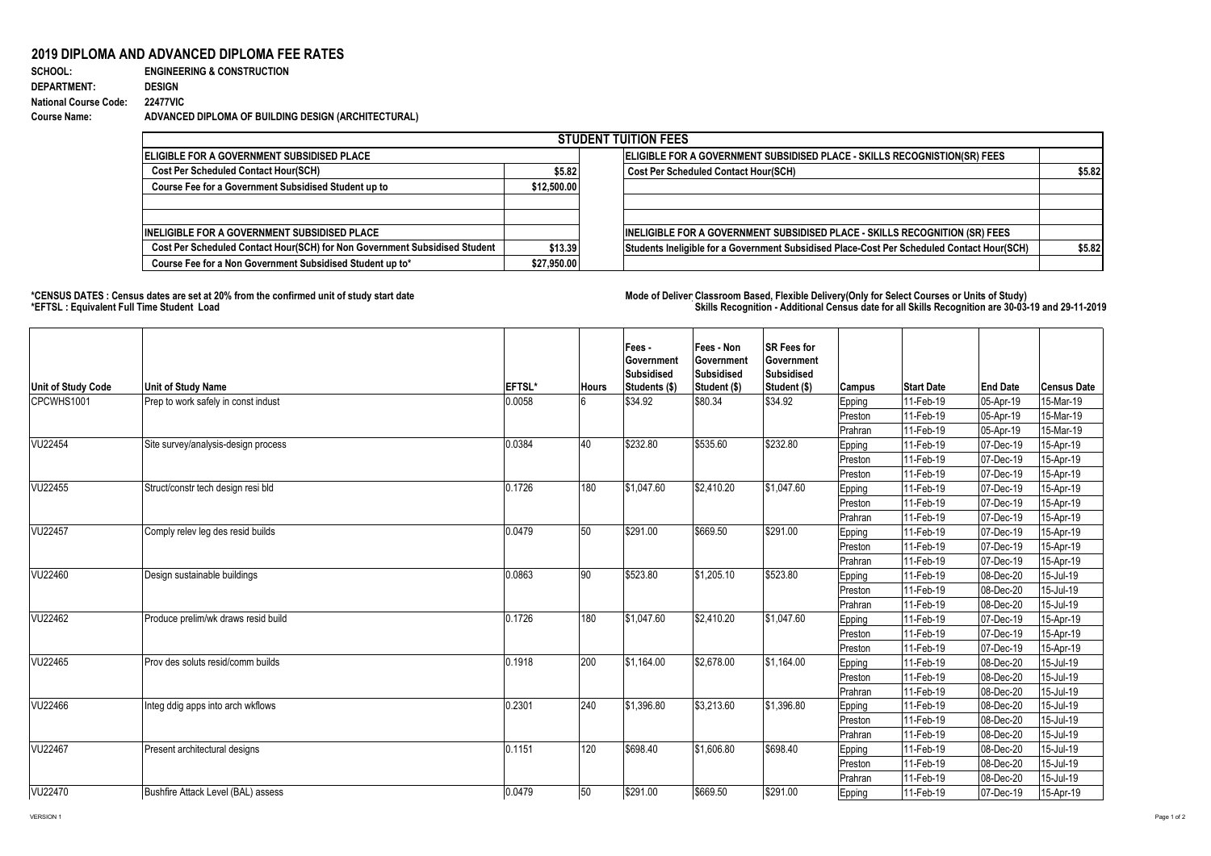## 2019 DIPLOMA AND ADVANCED DIPLOMA FEE RATES

**SCHOOL:** ENGINEERING & CONSTRUCTION
**DEPARTMENT:** DESIGN
**National Course Code:** 22477VIC
**Course Name:** ADVANCED DIPLOMA OF BUILDING DESIGN (ARCHITECTURAL)

| STUDENT TUITION FEES | | | | |
|---|---|---|---|---|
| **ELIGIBLE FOR A GOVERNMENT SUBSIDISED PLACE** | | | **ELIGIBLE FOR A GOVERNMENT SUBSIDISED PLACE - SKILLS RECOGNISTION(SR) FEES** | |
| Cost Per Scheduled Contact Hour(SCH) | $5.82 | | Cost Per Scheduled Contact Hour(SCH) | $5.82 |
| Course Fee for a Government Subsidised Student up to | $12,500.00 | | | |
| | | | | |
| | | | | |
| **INELIGIBLE FOR A GOVERNMENT SUBSIDISED PLACE** | | | **INELIGIBLE FOR A GOVERNMENT SUBSIDISED PLACE - SKILLS RECOGNITION (SR) FEES** | |
| Cost Per Scheduled Contact Hour(SCH) for Non Government Subsidised Student | $13.39 | | Students Ineligible for a Government Subsidised Place-Cost Per Scheduled Contact Hour(SCH) | $5.82 |
| Course Fee for a Non Government Subsidised Student up to* | $27,950.00 | | | |

**\*CENSUS DATES : Census dates are set at 20% from the confirmed unit of study start date**
**\*EFTSL : Equivalent Full Time Student Load**

**Mode of Delivery: Classroom Based, Flexible Delivery(Only for Select Courses or Units of Study)**
**Skills Recognition - Additional Census date for all Skills Recognition are 30-03-19 and 29-11-2019**

| Unit of Study Code | Unit of Study Name | EFTSL* | Hours | Fees - Government Subsidised Students ($) | Fees - Non Government Subsidised Student ($) | SR Fees for Government Subsidised Student ($) | Campus | Start Date | End Date | Census Date |
|---|---|---|---|---|---|---|---|---|---|---|
| CPCWHS1001 | Prep to work safely in const indust | 0.0058 | 6 | $34.92 | $80.34 | $34.92 | Epping | 11-Feb-19 | 05-Apr-19 | 15-Mar-19 |
| | | | | | | | Preston | 11-Feb-19 | 05-Apr-19 | 15-Mar-19 |
| | | | | | | | Prahran | 11-Feb-19 | 05-Apr-19 | 15-Mar-19 |
| VU22454 | Site survey/analysis-design process | 0.0384 | 40 | $232.80 | $535.60 | $232.80 | Epping | 11-Feb-19 | 07-Dec-19 | 15-Apr-19 |
| | | | | | | | Preston | 11-Feb-19 | 07-Dec-19 | 15-Apr-19 |
| | | | | | | | Preston | 11-Feb-19 | 07-Dec-19 | 15-Apr-19 |
| VU22455 | Struct/constr tech design resi bld | 0.1726 | 180 | $1,047.60 | $2,410.20 | $1,047.60 | Epping | 11-Feb-19 | 07-Dec-19 | 15-Apr-19 |
| | | | | | | | Preston | 11-Feb-19 | 07-Dec-19 | 15-Apr-19 |
| | | | | | | | Prahran | 11-Feb-19 | 07-Dec-19 | 15-Apr-19 |
| VU22457 | Comply relev leg des resid builds | 0.0479 | 50 | $291.00 | $669.50 | $291.00 | Epping | 11-Feb-19 | 07-Dec-19 | 15-Apr-19 |
| | | | | | | | Preston | 11-Feb-19 | 07-Dec-19 | 15-Apr-19 |
| | | | | | | | Prahran | 11-Feb-19 | 07-Dec-19 | 15-Apr-19 |
| VU22460 | Design sustainable buildings | 0.0863 | 90 | $523.80 | $1,205.10 | $523.80 | Epping | 11-Feb-19 | 08-Dec-20 | 15-Jul-19 |
| | | | | | | | Preston | 11-Feb-19 | 08-Dec-20 | 15-Jul-19 |
| | | | | | | | Prahran | 11-Feb-19 | 08-Dec-20 | 15-Jul-19 |
| VU22462 | Produce prelim/wk draws resid build | 0.1726 | 180 | $1,047.60 | $2,410.20 | $1,047.60 | Epping | 11-Feb-19 | 07-Dec-19 | 15-Apr-19 |
| | | | | | | | Preston | 11-Feb-19 | 07-Dec-19 | 15-Apr-19 |
| | | | | | | | Preston | 11-Feb-19 | 07-Dec-19 | 15-Apr-19 |
| VU22465 | Prov des soluts resid/comm builds | 0.1918 | 200 | $1,164.00 | $2,678.00 | $1,164.00 | Epping | 11-Feb-19 | 08-Dec-20 | 15-Jul-19 |
| | | | | | | | Preston | 11-Feb-19 | 08-Dec-20 | 15-Jul-19 |
| | | | | | | | Prahran | 11-Feb-19 | 08-Dec-20 | 15-Jul-19 |
| VU22466 | Integ ddig apps into arch wkflows | 0.2301 | 240 | $1,396.80 | $3,213.60 | $1,396.80 | Epping | 11-Feb-19 | 08-Dec-20 | 15-Jul-19 |
| | | | | | | | Preston | 11-Feb-19 | 08-Dec-20 | 15-Jul-19 |
| | | | | | | | Prahran | 11-Feb-19 | 08-Dec-20 | 15-Jul-19 |
| VU22467 | Present architectural designs | 0.1151 | 120 | $698.40 | $1,606.80 | $698.40 | Epping | 11-Feb-19 | 08-Dec-20 | 15-Jul-19 |
| | | | | | | | Preston | 11-Feb-19 | 08-Dec-20 | 15-Jul-19 |
| | | | | | | | Prahran | 11-Feb-19 | 08-Dec-20 | 15-Jul-19 |
| VU22470 | Bushfire Attack Level (BAL) assess | 0.0479 | 50 | $291.00 | $669.50 | $291.00 | Epping | 11-Feb-19 | 07-Dec-19 | 15-Apr-19 |

VERSION 1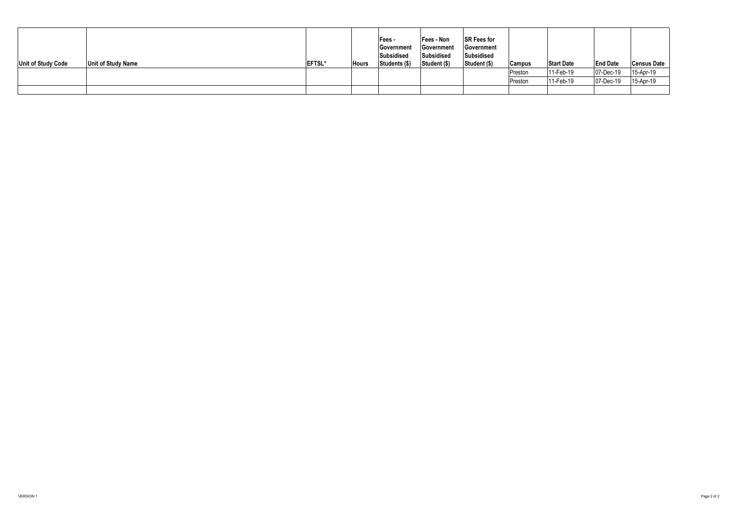| Unit of Study Code | Unit of Study Name | EFTSL* | Hours | Fees - Government Subsidised Students ($) | Fees - Non Government Subsidised Student ($) | SR Fees for Government Subsidised Student ($) | Campus | Start Date | End Date | Census Date |
|---|---|---|---|---|---|---|---|---|---|---|
| | | | | | | | Preston | 11-Feb-19 | 07-Dec-19 | 15-Apr-19 |
| | | | | | | | Preston | 11-Feb-19 | 07-Dec-19 | 15-Apr-19 |
| | | | | | | | | | | |

VERSION 1